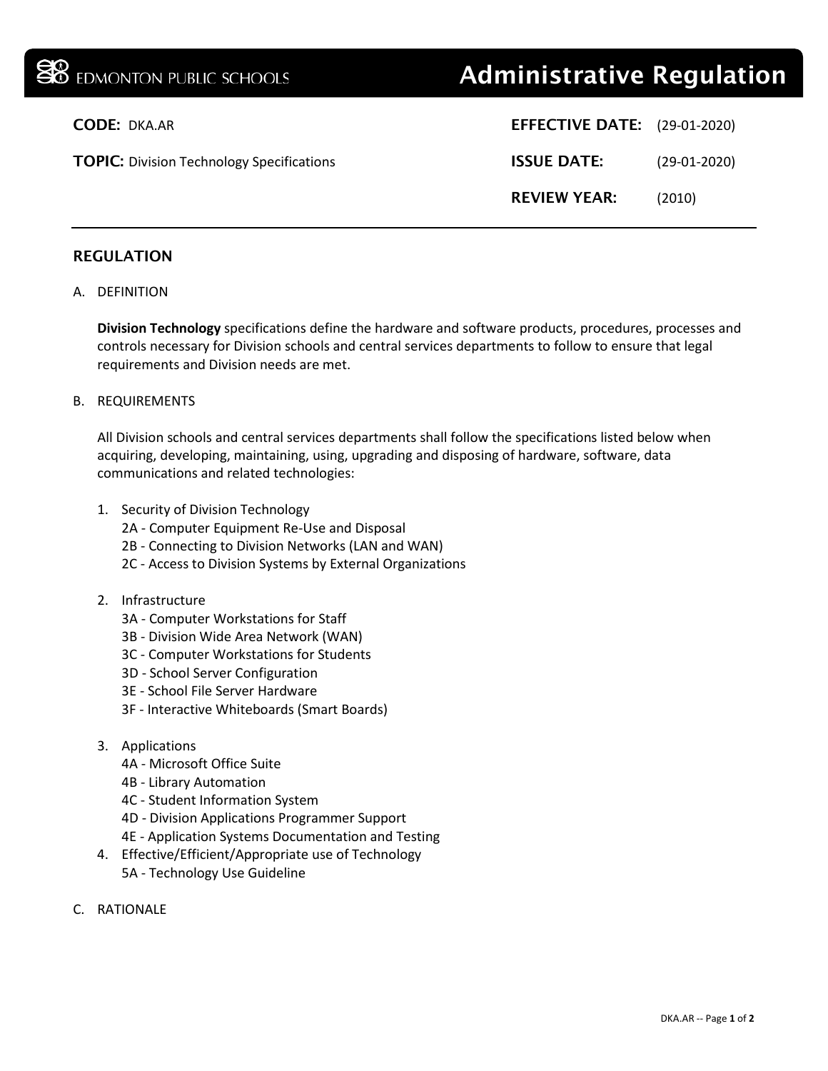EDMONTON PUBLIC SCHOOLS

# Administrative Regulation

**CODE:** DKA.AR

**TOPIC:** Division Technology Specifications

**EFFECTIVE DATE:** (29-01-2020)

**ISSUE DATE:** (29-01-2020)

**REVIEW YEAR:** (2010)

---

## REGULATION

A. DEFINITION

**Division Technology** specifications define the hardware and software products, procedures, processes and controls necessary for Division schools and central services departments to follow to ensure that legal requirements and Division needs are met.

B. REQUIREMENTS

All Division schools and central services departments shall follow the specifications listed below when acquiring, developing, maintaining, using, upgrading and disposing of hardware, software, data communications and related technologies:

1. Security of Division Technology
   - 2A - Computer Equipment Re-Use and Disposal
   - 2B - Connecting to Division Networks (LAN and WAN)
   - 2C - Access to Division Systems by External Organizations
2. Infrastructure
   - 3A - Computer Workstations for Staff
   - 3B - Division Wide Area Network (WAN)
   - 3C - Computer Workstations for Students
   - 3D - School Server Configuration
   - 3E - School File Server Hardware
   - 3F - Interactive Whiteboards (Smart Boards)
3. Applications
   - 4A - Microsoft Office Suite
   - 4B - Library Automation
   - 4C - Student Information System
   - 4D - Division Applications Programmer Support
   - 4E - Application Systems Documentation and Testing
4. Effective/Efficient/Appropriate use of Technology
   - 5A - Technology Use Guideline

C. RATIONALE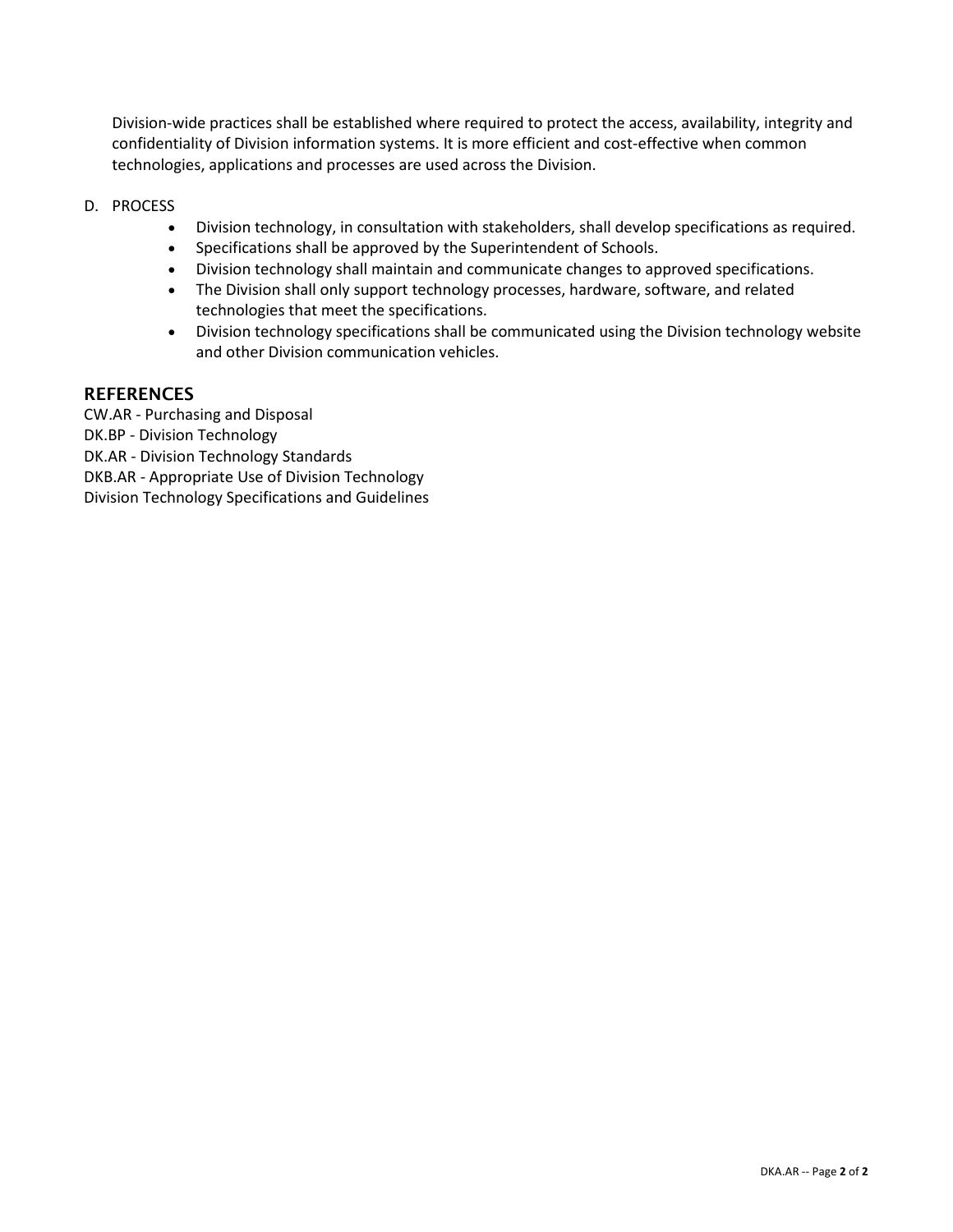Division-wide practices shall be established where required to protect the access, availability, integrity and confidentiality of Division information systems. It is more efficient and cost-effective when common technologies, applications and processes are used across the Division.

D. PROCESS

- Division technology, in consultation with stakeholders, shall develop specifications as required.
- Specifications shall be approved by the Superintendent of Schools.
- Division technology shall maintain and communicate changes to approved specifications.
- The Division shall only support technology processes, hardware, software, and related technologies that meet the specifications.
- Division technology specifications shall be communicated using the Division technology website and other Division communication vehicles.

## REFERENCES

CW.AR - Purchasing and Disposal
DK.BP - Division Technology
DK.AR - Division Technology Standards
DKB.AR - Appropriate Use of Division Technology
Division Technology Specifications and Guidelines